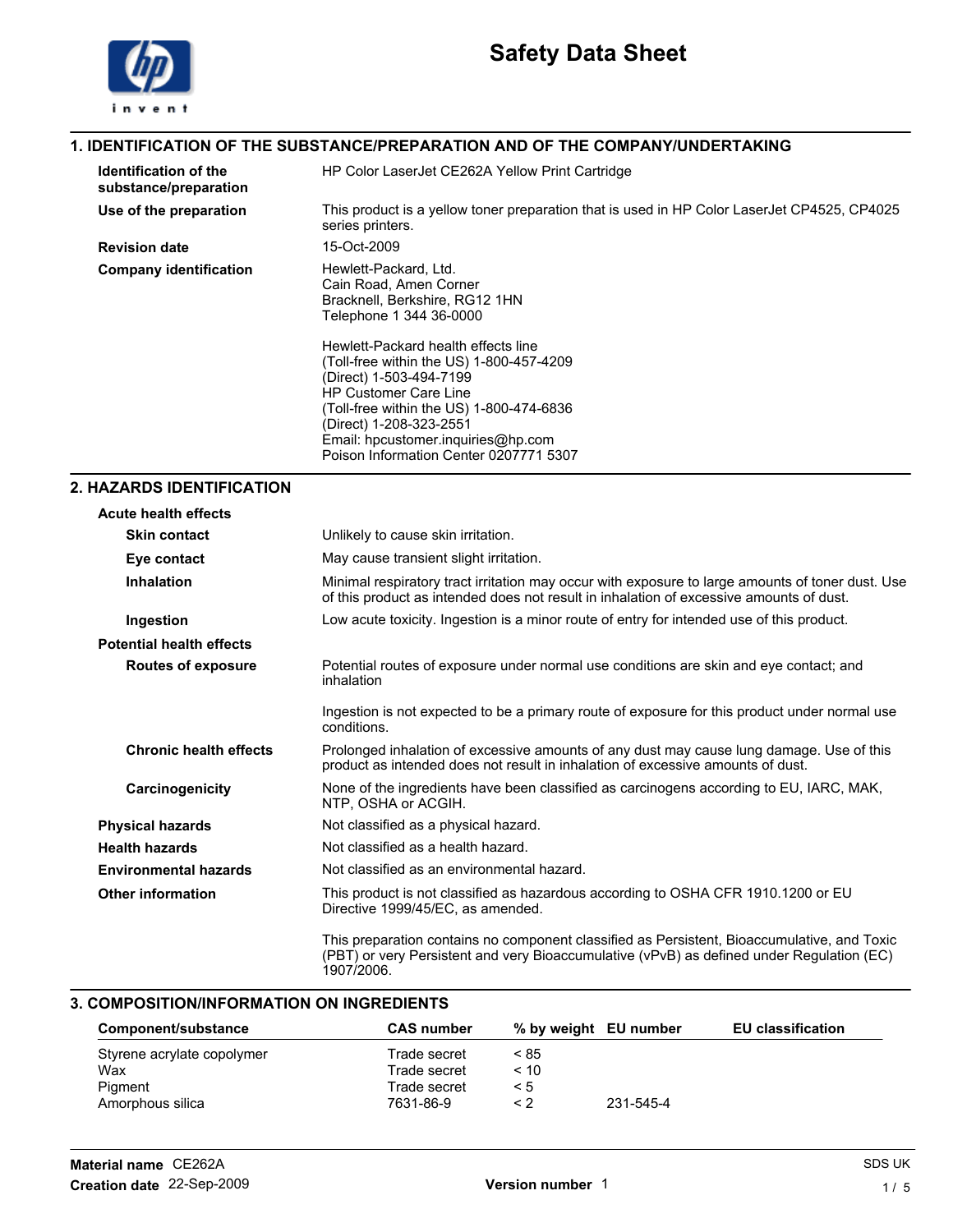# Safety Data Sheet

## 1. IDENTIFICATION OF THE SUBSTANCE/PREPARATION AND OF THE COMPANY/UNDERTAKING

**Identification of the substance/preparation** HP Color LaserJet CE262A Yellow Print Cartridge

**Use of the preparation** This product is a yellow toner preparation that is used in HP Color LaserJet CP4525, CP4025 series printers.

**Revision date** 15-Oct-2009

**Company identification**

Hewlett-Packard, Ltd.
Cain Road, Amen Corner
Bracknell, Berkshire, RG12 1HN
Telephone 1 344 36-0000

Hewlett-Packard health effects line
(Toll-free within the US) 1-800-457-4209
(Direct) 1-503-494-7199
HP Customer Care Line
(Toll-free within the US) 1-800-474-6836
(Direct) 1-208-323-2551
Email: hpcustomer.inquiries@hp.com
Poison Information Center 0207771 5307

## 2. HAZARDS IDENTIFICATION

**Acute health effects**

**Skin contact** Unlikely to cause skin irritation.

**Eye contact** May cause transient slight irritation.

**Inhalation** Minimal respiratory tract irritation may occur with exposure to large amounts of toner dust. Use of this product as intended does not result in inhalation of excessive amounts of dust.

**Ingestion** Low acute toxicity. Ingestion is a minor route of entry for intended use of this product.

**Potential health effects**

**Routes of exposure** Potential routes of exposure under normal use conditions are skin and eye contact; and inhalation

Ingestion is not expected to be a primary route of exposure for this product under normal use conditions.

**Chronic health effects** Prolonged inhalation of excessive amounts of any dust may cause lung damage. Use of this product as intended does not result in inhalation of excessive amounts of dust.

**Carcinogenicity** None of the ingredients have been classified as carcinogens according to EU, IARC, MAK, NTP, OSHA or ACGIH.

**Physical hazards** Not classified as a physical hazard.

**Health hazards** Not classified as a health hazard.

**Environmental hazards** Not classified as an environmental hazard.

**Other information** This product is not classified as hazardous according to OSHA CFR 1910.1200 or EU Directive 1999/45/EC, as amended.

This preparation contains no component classified as Persistent, Bioaccumulative, and Toxic (PBT) or very Persistent and very Bioaccumulative (vPvB) as defined under Regulation (EC) 1907/2006.

## 3. COMPOSITION/INFORMATION ON INGREDIENTS

| Component/substance | CAS number | % by weight | EU number | EU classification |
|---|---|---|---|---|
| Styrene acrylate copolymer | Trade secret | < 85 | | |
| Wax | Trade secret | < 10 | | |
| Pigment | Trade secret | < 5 | | |
| Amorphous silica | 7631-86-9 | < 2 | 231-545-4 | |

**Material name** CE262A
**Creation date** 22-Sep-2009
**Version number** 1
SDS UK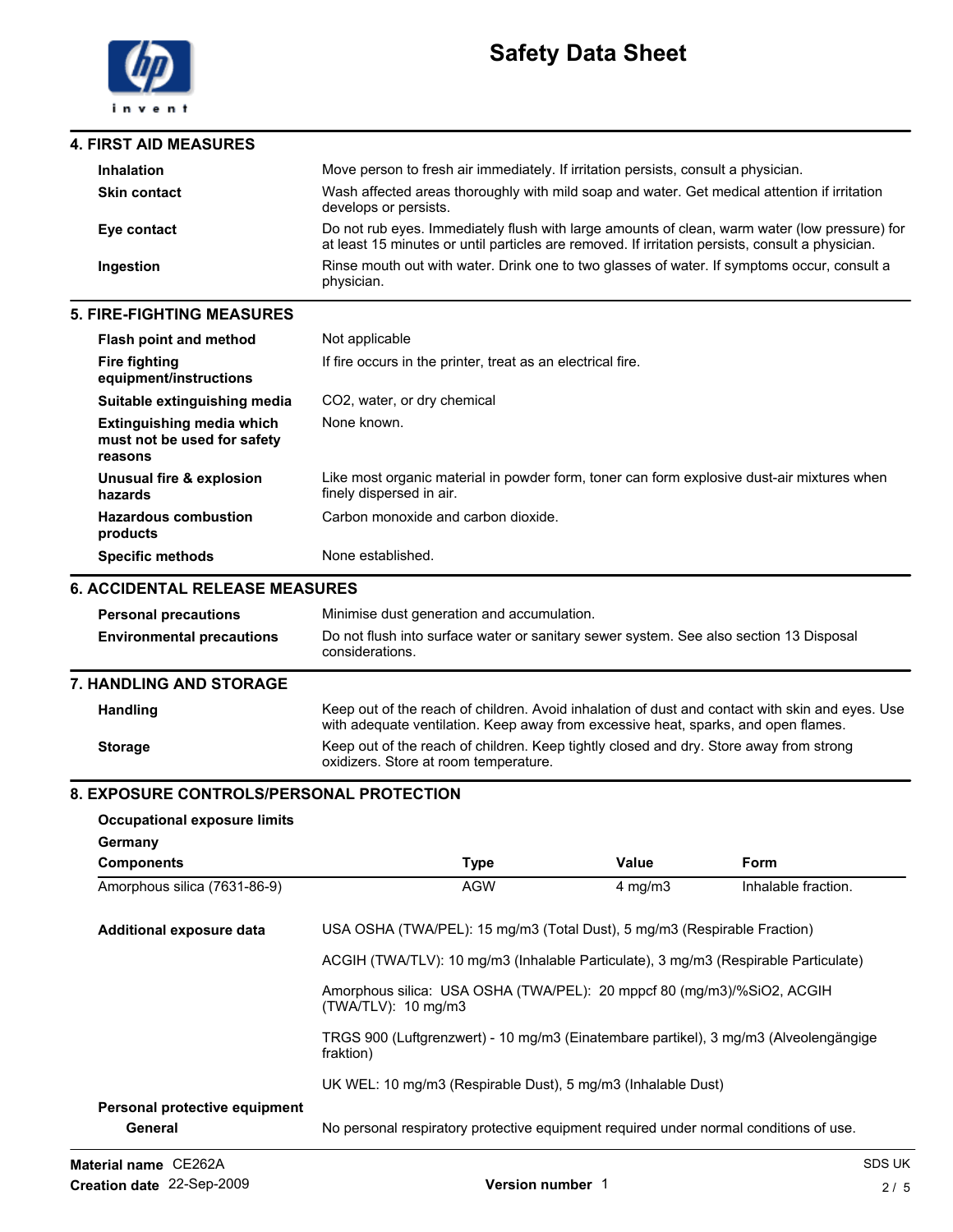## 4. FIRST AID MEASURES

| | |
|---|---|
| **Inhalation** | Move person to fresh air immediately. If irritation persists, consult a physician. |
| **Skin contact** | Wash affected areas thoroughly with mild soap and water. Get medical attention if irritation develops or persists. |
| **Eye contact** | Do not rub eyes. Immediately flush with large amounts of clean, warm water (low pressure) for at least 15 minutes or until particles are removed. If irritation persists, consult a physician. |
| **Ingestion** | Rinse mouth out with water. Drink one to two glasses of water. If symptoms occur, consult a physician. |

## 5. FIRE-FIGHTING MEASURES

| | |
|---|---|
| **Flash point and method** | Not applicable |
| **Fire fighting equipment/instructions** | If fire occurs in the printer, treat as an electrical fire. |
| **Suitable extinguishing media** | $CO_2$, water, or dry chemical |
| **Extinguishing media which must not be used for safety reasons** | None known. |
| **Unusual fire & explosion hazards** | Like most organic material in powder form, toner can form explosive dust-air mixtures when finely dispersed in air. |
| **Hazardous combustion products** | Carbon monoxide and carbon dioxide. |
| **Specific methods** | None established. |

## 6. ACCIDENTAL RELEASE MEASURES

| | |
|---|---|
| **Personal precautions** | Minimise dust generation and accumulation. |
| **Environmental precautions** | Do not flush into surface water or sanitary sewer system. See also section 13 Disposal considerations. |

## 7. HANDLING AND STORAGE

| | |
|---|---|
| **Handling** | Keep out of the reach of children. Avoid inhalation of dust and contact with skin and eyes. Use with adequate ventilation. Keep away from excessive heat, sparks, and open flames. |
| **Storage** | Keep out of the reach of children. Keep tightly closed and dry. Store away from strong oxidizers. Store at room temperature. |

## 8. EXPOSURE CONTROLS/PERSONAL PROTECTION

**Occupational exposure limits**

**Germany**

| Components | Type | Value | Form |
|---|---|---|---|
| Amorphous silica (7631-86-9) | AGW | 4 mg/m3 | Inhalable fraction. |

**Additional exposure data**

USA OSHA (TWA/PEL): 15 mg/m3 (Total Dust), 5 mg/m3 (Respirable Fraction)

ACGIH (TWA/TLV): 10 mg/m3 (Inhalable Particulate), 3 mg/m3 (Respirable Particulate)

Amorphous silica: USA OSHA (TWA/PEL): 20 mppcf 80 (mg/m3)/%$SiO_2$, ACGIH (TWA/TLV): 10 mg/m3

TRGS 900 (Luftgrenzwert) - 10 mg/m3 (Einatembare partikel), 3 mg/m3 (Alveolengängige fraktion)

UK WEL: 10 mg/m3 (Respirable Dust), 5 mg/m3 (Inhalable Dust)

**Personal protective equipment**

**General** — No personal respiratory protective equipment required under normal conditions of use.

**Material name** CE262A
**Creation date** 22-Sep-2009
**Version number** 1
SDS UK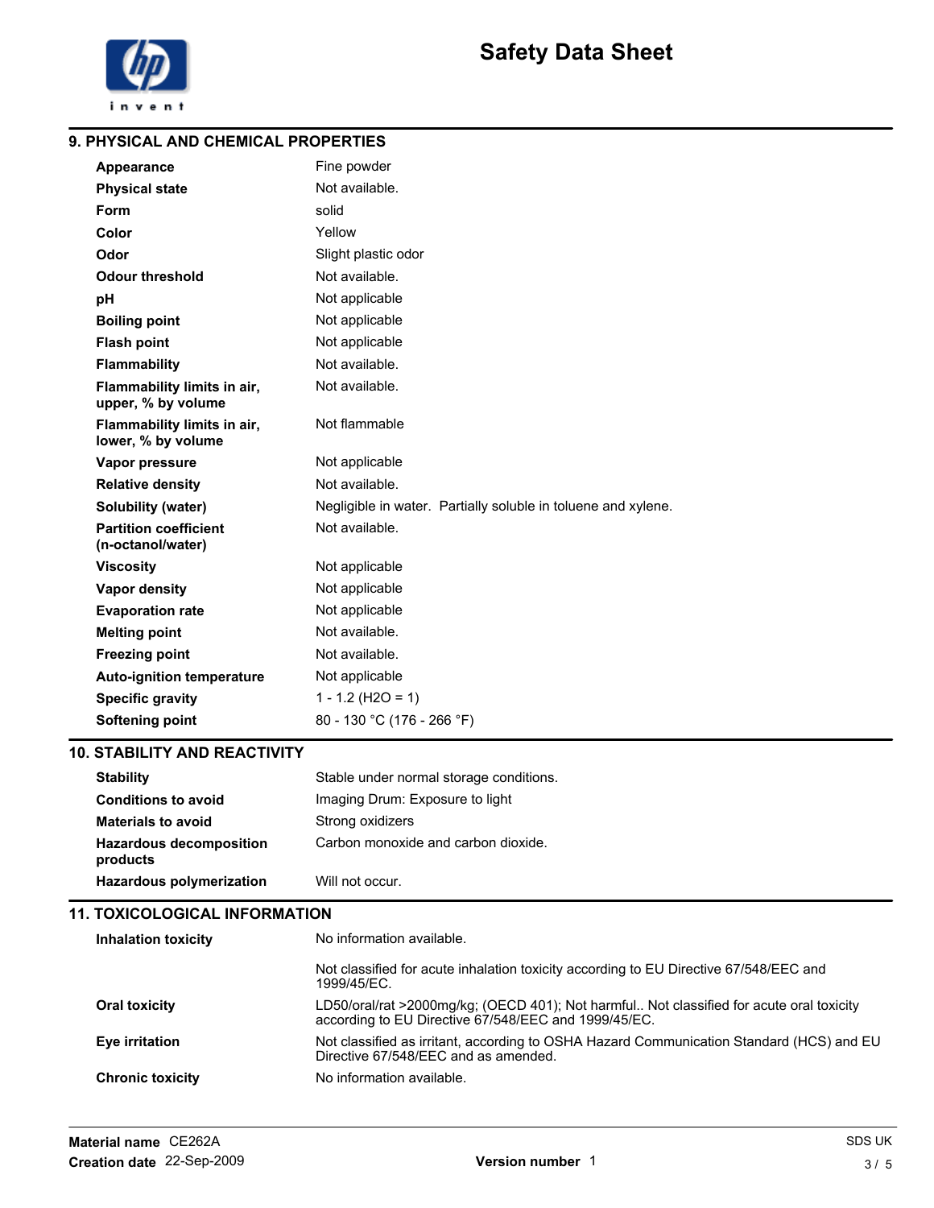# Safety Data Sheet

## 9. PHYSICAL AND CHEMICAL PROPERTIES

| | |
|---|---|
| **Appearance** | Fine powder |
| **Physical state** | Not available. |
| **Form** | solid |
| **Color** | Yellow |
| **Odor** | Slight plastic odor |
| **Odour threshold** | Not available. |
| **pH** | Not applicable |
| **Boiling point** | Not applicable |
| **Flash point** | Not applicable |
| **Flammability** | Not available. |
| **Flammability limits in air, upper, % by volume** | Not available. |
| **Flammability limits in air, lower, % by volume** | Not flammable |
| **Vapor pressure** | Not applicable |
| **Relative density** | Not available. |
| **Solubility (water)** | Negligible in water. Partially soluble in toluene and xylene. |
| **Partition coefficient (n-octanol/water)** | Not available. |
| **Viscosity** | Not applicable |
| **Vapor density** | Not applicable |
| **Evaporation rate** | Not applicable |
| **Melting point** | Not available. |
| **Freezing point** | Not available. |
| **Auto-ignition temperature** | Not applicable |
| **Specific gravity** | 1 - 1.2 ($H_2O$ = 1) |
| **Softening point** | 80 - 130 °C (176 - 266 °F) |

## 10. STABILITY AND REACTIVITY

| | |
|---|---|
| **Stability** | Stable under normal storage conditions. |
| **Conditions to avoid** | Imaging Drum: Exposure to light |
| **Materials to avoid** | Strong oxidizers |
| **Hazardous decomposition products** | Carbon monoxide and carbon dioxide. |
| **Hazardous polymerization** | Will not occur. |

## 11. TOXICOLOGICAL INFORMATION

| | |
|---|---|
| **Inhalation toxicity** | No information available. |
| | Not classified for acute inhalation toxicity according to EU Directive 67/548/EEC and 1999/45/EC. |
| **Oral toxicity** | LD50/oral/rat >2000mg/kg; (OECD 401); Not harmful.. Not classified for acute oral toxicity according to EU Directive 67/548/EEC and 1999/45/EC. |
| **Eye irritation** | Not classified as irritant, according to OSHA Hazard Communication Standard (HCS) and EU Directive 67/548/EEC and as amended. |
| **Chronic toxicity** | No information available. |

**Material name** CE262A
**Creation date** 22-Sep-2009
**Version number** 1
SDS UK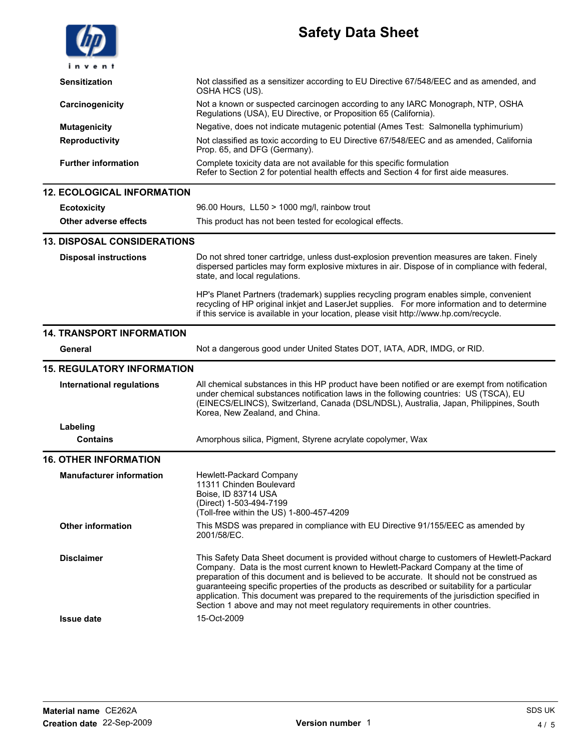**Sensitization** Not classified as a sensitizer according to EU Directive 67/548/EEC and as amended, and OSHA HCS (US).

**Carcinogenicity** Not a known or suspected carcinogen according to any IARC Monograph, NTP, OSHA Regulations (USA), EU Directive, or Proposition 65 (California).

**Mutagenicity** Negative, does not indicate mutagenic potential (Ames Test: Salmonella typhimurium)

**Reproductivity** Not classified as toxic according to EU Directive 67/548/EEC and as amended, California Prop. 65, and DFG (Germany).

**Further information** Complete toxicity data are not available for this specific formulation
Refer to Section 2 for potential health effects and Section 4 for first aide measures.

## 12. ECOLOGICAL INFORMATION

**Ecotoxicity** 96.00 Hours, LL50 > 1000 mg/l, rainbow trout

**Other adverse effects** This product has not been tested for ecological effects.

## 13. DISPOSAL CONSIDERATIONS

**Disposal instructions** Do not shred toner cartridge, unless dust-explosion prevention measures are taken. Finely dispersed particles may form explosive mixtures in air. Dispose of in compliance with federal, state, and local regulations.

HP's Planet Partners (trademark) supplies recycling program enables simple, convenient recycling of HP original inkjet and LaserJet supplies. For more information and to determine if this service is available in your location, please visit http://www.hp.com/recycle.

## 14. TRANSPORT INFORMATION

**General** Not a dangerous good under United States DOT, IATA, ADR, IMDG, or RID.

## 15. REGULATORY INFORMATION

**International regulations** All chemical substances in this HP product have been notified or are exempt from notification under chemical substances notification laws in the following countries: US (TSCA), EU (EINECS/ELINCS), Switzerland, Canada (DSL/NDSL), Australia, Japan, Philippines, South Korea, New Zealand, and China.

**Labeling**

**Contains** Amorphous silica, Pigment, Styrene acrylate copolymer, Wax

## 16. OTHER INFORMATION

**Manufacturer information**
Hewlett-Packard Company
11311 Chinden Boulevard
Boise, ID 83714 USA
(Direct) 1-503-494-7199
(Toll-free within the US) 1-800-457-4209

**Other information** This MSDS was prepared in compliance with EU Directive 91/155/EEC as amended by 2001/58/EC.

**Disclaimer** This Safety Data Sheet document is provided without charge to customers of Hewlett-Packard Company. Data is the most current known to Hewlett-Packard Company at the time of preparation of this document and is believed to be accurate. It should not be construed as guaranteeing specific properties of the products as described or suitability for a particular application. This document was prepared to the requirements of the jurisdiction specified in Section 1 above and may not meet regulatory requirements in other countries.

**Issue date** 15-Oct-2009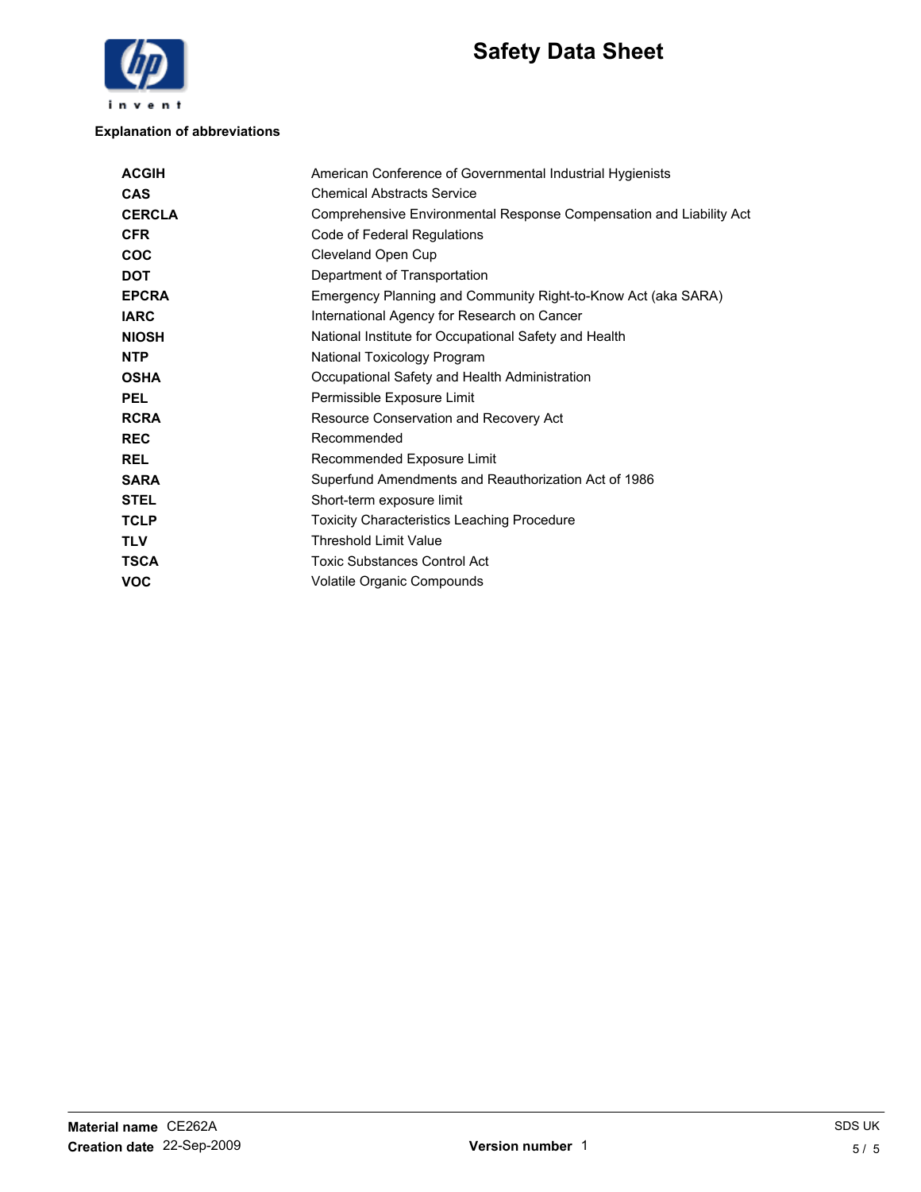### Explanation of abbreviations

| | |
|---|---|
| **ACGIH** | American Conference of Governmental Industrial Hygienists |
| **CAS** | Chemical Abstracts Service |
| **CERCLA** | Comprehensive Environmental Response Compensation and Liability Act |
| **CFR** | Code of Federal Regulations |
| **COC** | Cleveland Open Cup |
| **DOT** | Department of Transportation |
| **EPCRA** | Emergency Planning and Community Right-to-Know Act (aka SARA) |
| **IARC** | International Agency for Research on Cancer |
| **NIOSH** | National Institute for Occupational Safety and Health |
| **NTP** | National Toxicology Program |
| **OSHA** | Occupational Safety and Health Administration |
| **PEL** | Permissible Exposure Limit |
| **RCRA** | Resource Conservation and Recovery Act |
| **REC** | Recommended |
| **REL** | Recommended Exposure Limit |
| **SARA** | Superfund Amendments and Reauthorization Act of 1986 |
| **STEL** | Short-term exposure limit |
| **TCLP** | Toxicity Characteristics Leaching Procedure |
| **TLV** | Threshold Limit Value |
| **TSCA** | Toxic Substances Control Act |
| **VOC** | Volatile Organic Compounds |